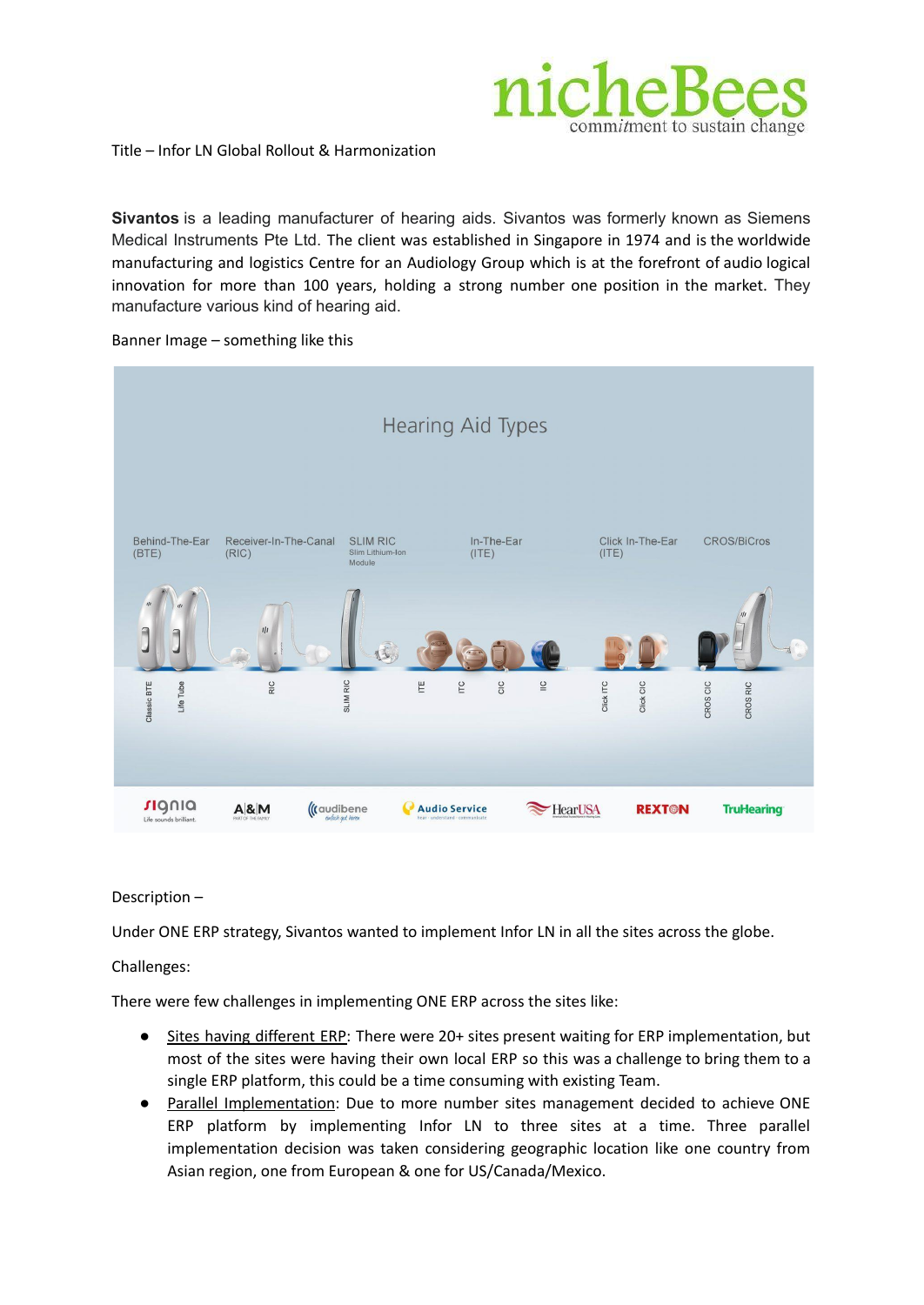Title – Infor LN Global Rollout & Harmonization

**Sivantos** is a leading manufacturer of hearing aids. Sivantos was formerly known as Siemens Medical Instruments Pte Ltd. The client was established in Singapore in 1974 and is the worldwide manufacturing and logistics Centre for an Audiology Group which is at the forefront of audio logical innovation for more than 100 years, holding a strong number one position in the market. They manufacture various kind of hearing aid.

Banner Image – something like this

Description –

Under ONE ERP strategy, Sivantos wanted to implement Infor LN in all the sites across the globe.

Challenges:

There were few challenges in implementing ONE ERP across the sites like:

- Sites having different ERP: There were 20+ sites present waiting for ERP implementation, but most of the sites were having their own local ERP so this was a challenge to bring them to a single ERP platform, this could be a time consuming with existing Team.
- Parallel Implementation: Due to more number sites management decided to achieve ONE ERP platform by implementing Infor LN to three sites at a time. Three parallel implementation decision was taken considering geographic location like one country from Asian region, one from European & one for US/Canada/Mexico.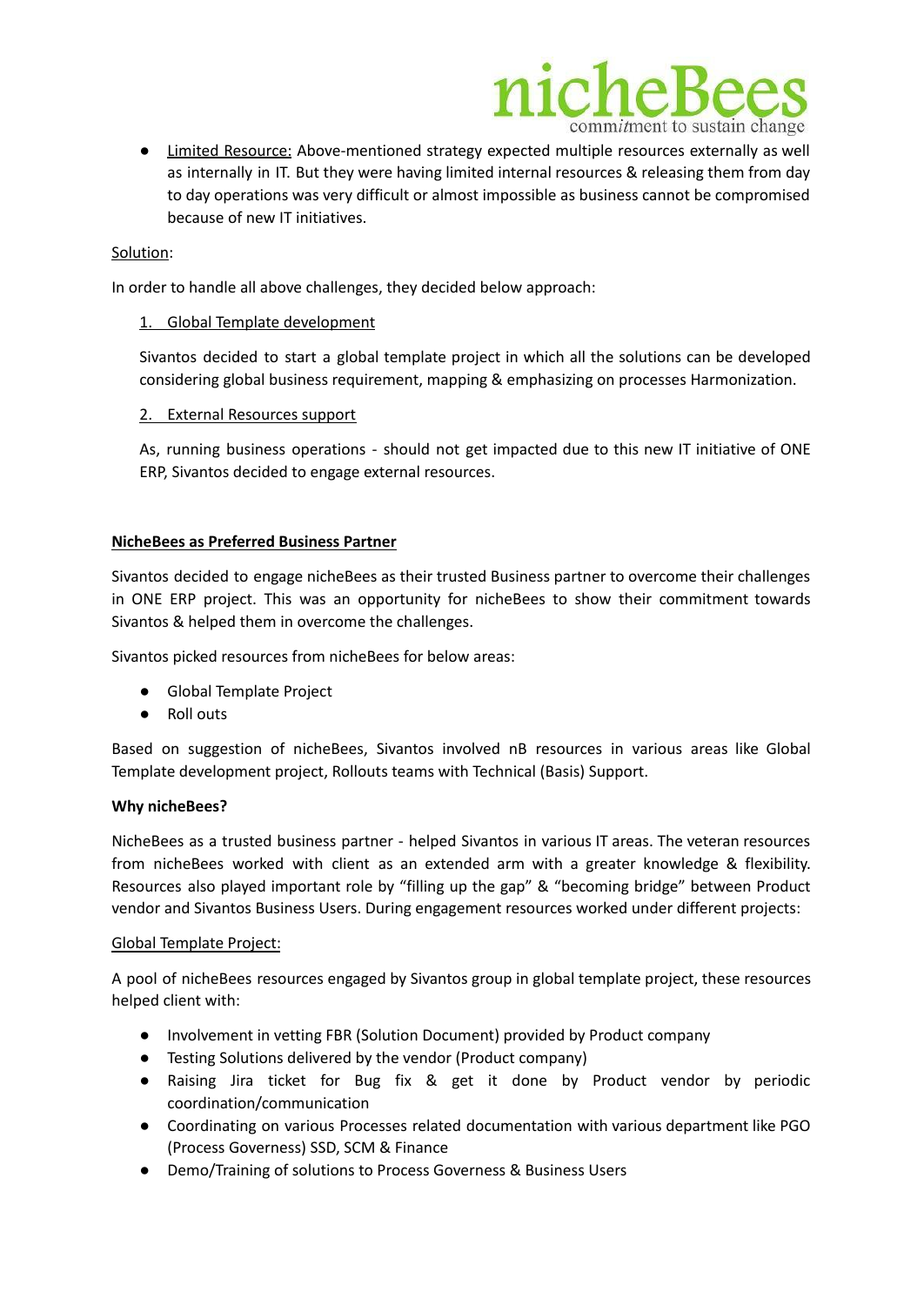- <u>Limited Resource:</u> Above-mentioned strategy expected multiple resources externally as well as internally in IT. But they were having limited internal resources & releasing them from day to day operations was very difficult or almost impossible as business cannot be compromised because of new IT initiatives.

<u>Solution</u>:

In order to handle all above challenges, they decided below approach:

1. <u>Global Template development</u>

   Sivantos decided to start a global template project in which all the solutions can be developed considering global business requirement, mapping & emphasizing on processes Harmonization.

2. <u>External Resources support</u>

   As, running business operations - should not get impacted due to this new IT initiative of ONE ERP, Sivantos decided to engage external resources.

**<u>NicheBees as Preferred Business Partner</u>**

Sivantos decided to engage nicheBees as their trusted Business partner to overcome their challenges in ONE ERP project. This was an opportunity for nicheBees to show their commitment towards Sivantos & helped them in overcome the challenges.

Sivantos picked resources from nicheBees for below areas:

- Global Template Project
- Roll outs

Based on suggestion of nicheBees, Sivantos involved nB resources in various areas like Global Template development project, Rollouts teams with Technical (Basis) Support.

**Why nicheBees?**

NicheBees as a trusted business partner - helped Sivantos in various IT areas. The veteran resources from nicheBees worked with client as an extended arm with a greater knowledge & flexibility. Resources also played important role by "filling up the gap" & "becoming bridge" between Product vendor and Sivantos Business Users. During engagement resources worked under different projects:

<u>Global Template Project:</u>

A pool of nicheBees resources engaged by Sivantos group in global template project, these resources helped client with:

- Involvement in vetting FBR (Solution Document) provided by Product company
- Testing Solutions delivered by the vendor (Product company)
- Raising Jira ticket for Bug fix & get it done by Product vendor by periodic coordination/communication
- Coordinating on various Processes related documentation with various department like PGO (Process Governess) SSD, SCM & Finance
- Demo/Training of solutions to Process Governess & Business Users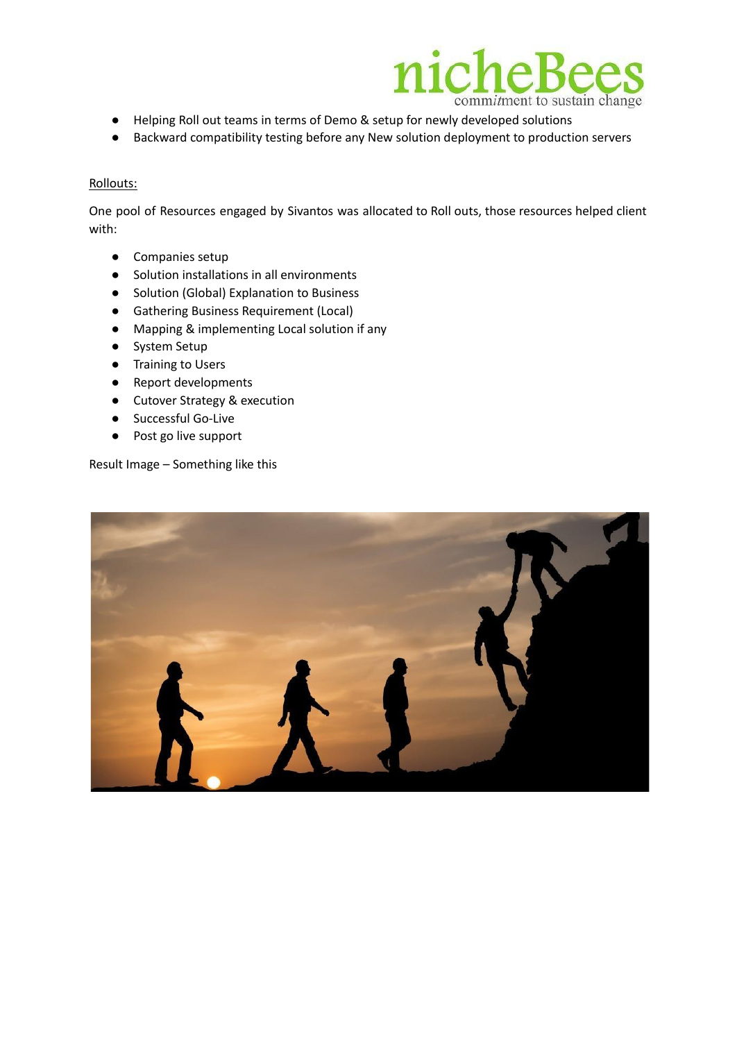- Helping Roll out teams in terms of Demo & setup for newly developed solutions
- Backward compatibility testing before any New solution deployment to production servers

<u>Rollouts:</u>

One pool of Resources engaged by Sivantos was allocated to Roll outs, those resources helped client with:

- Companies setup
- Solution installations in all environments
- Solution (Global) Explanation to Business
- Gathering Business Requirement (Local)
- Mapping & implementing Local solution if any
- System Setup
- Training to Users
- Report developments
- Cutover Strategy & execution
- Successful Go-Live
- Post go live support

Result Image – Something like this